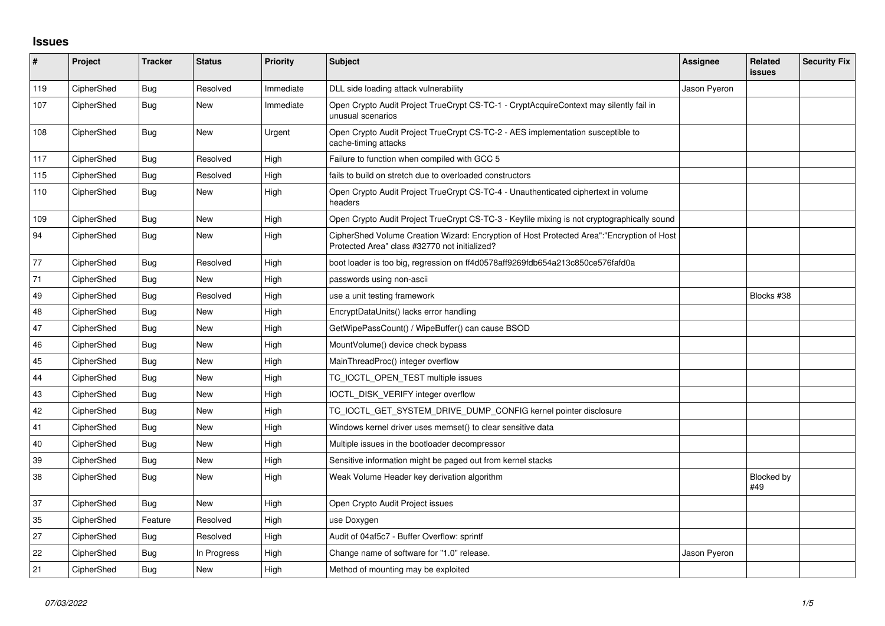## Issues

| # | Project | Tracker | Status | Priority | Subject | Assignee | Related issues | Security Fix |
|---|---|---|---|---|---|---|---|---|
| 119 | CipherShed | Bug | Resolved | Immediate | DLL side loading attack vulnerability | Jason Pyeron | | |
| 107 | CipherShed | Bug | New | Immediate | Open Crypto Audit Project TrueCrypt CS-TC-1 - CryptAcquireContext may silently fail in unusual scenarios | | | |
| 108 | CipherShed | Bug | New | Urgent | Open Crypto Audit Project TrueCrypt CS-TC-2 - AES implementation susceptible to cache-timing attacks | | | |
| 117 | CipherShed | Bug | Resolved | High | Failure to function when compiled with GCC 5 | | | |
| 115 | CipherShed | Bug | Resolved | High | fails to build on stretch due to overloaded constructors | | | |
| 110 | CipherShed | Bug | New | High | Open Crypto Audit Project TrueCrypt CS-TC-4 - Unauthenticated ciphertext in volume headers | | | |
| 109 | CipherShed | Bug | New | High | Open Crypto Audit Project TrueCrypt CS-TC-3 - Keyfile mixing is not cryptographically sound | | | |
| 94 | CipherShed | Bug | New | High | CipherShed Volume Creation Wizard: Encryption of Host Protected Area":"Encryption of Host Protected Area" class #32770 not initialized? | | | |
| 77 | CipherShed | Bug | Resolved | High | boot loader is too big, regression on ff4d0578aff9269fdb654a213c850ce576fafd0a | | | |
| 71 | CipherShed | Bug | New | High | passwords using non-ascii | | | |
| 49 | CipherShed | Bug | Resolved | High | use a unit testing framework | | Blocks #38 | |
| 48 | CipherShed | Bug | New | High | EncryptDataUnits() lacks error handling | | | |
| 47 | CipherShed | Bug | New | High | GetWipePassCount() / WipeBuffer() can cause BSOD | | | |
| 46 | CipherShed | Bug | New | High | MountVolume() device check bypass | | | |
| 45 | CipherShed | Bug | New | High | MainThreadProc() integer overflow | | | |
| 44 | CipherShed | Bug | New | High | TC_IOCTL_OPEN_TEST multiple issues | | | |
| 43 | CipherShed | Bug | New | High | IOCTL_DISK_VERIFY integer overflow | | | |
| 42 | CipherShed | Bug | New | High | TC_IOCTL_GET_SYSTEM_DRIVE_DUMP_CONFIG kernel pointer disclosure | | | |
| 41 | CipherShed | Bug | New | High | Windows kernel driver uses memset() to clear sensitive data | | | |
| 40 | CipherShed | Bug | New | High | Multiple issues in the bootloader decompressor | | | |
| 39 | CipherShed | Bug | New | High | Sensitive information might be paged out from kernel stacks | | | |
| 38 | CipherShed | Bug | New | High | Weak Volume Header key derivation algorithm | | Blocked by #49 | |
| 37 | CipherShed | Bug | New | High | Open Crypto Audit Project issues | | | |
| 35 | CipherShed | Feature | Resolved | High | use Doxygen | | | |
| 27 | CipherShed | Bug | Resolved | High | Audit of 04af5c7 - Buffer Overflow: sprintf | | | |
| 22 | CipherShed | Bug | In Progress | High | Change name of software for "1.0" release. | Jason Pyeron | | |
| 21 | CipherShed | Bug | New | High | Method of mounting may be exploited | | | |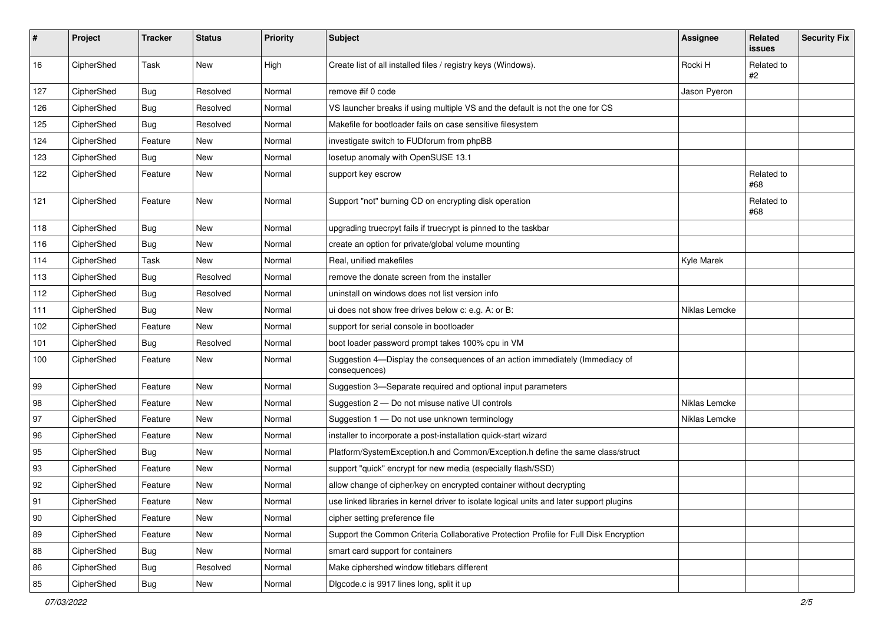| # | Project | Tracker | Status | Priority | Subject | Assignee | Related issues | Security Fix |
|---|---|---|---|---|---|---|---|---|
| 16 | CipherShed | Task | New | High | Create list of all installed files / registry keys (Windows). | Rocki H | Related to #2 | |
| 127 | CipherShed | Bug | Resolved | Normal | remove #if 0 code | Jason Pyeron | | |
| 126 | CipherShed | Bug | Resolved | Normal | VS launcher breaks if using multiple VS and the default is not the one for CS | | | |
| 125 | CipherShed | Bug | Resolved | Normal | Makefile for bootloader fails on case sensitive filesystem | | | |
| 124 | CipherShed | Feature | New | Normal | investigate switch to FUDforum from phpBB | | | |
| 123 | CipherShed | Bug | New | Normal | losetup anomaly with OpenSUSE 13.1 | | | |
| 122 | CipherShed | Feature | New | Normal | support key escrow | | Related to #68 | |
| 121 | CipherShed | Feature | New | Normal | Support "not" burning CD on encrypting disk operation | | Related to #68 | |
| 118 | CipherShed | Bug | New | Normal | upgrading truecrpyt fails if truecrypt is pinned to the taskbar | | | |
| 116 | CipherShed | Bug | New | Normal | create an option for private/global volume mounting | | | |
| 114 | CipherShed | Task | New | Normal | Real, unified makefiles | Kyle Marek | | |
| 113 | CipherShed | Bug | Resolved | Normal | remove the donate screen from the installer | | | |
| 112 | CipherShed | Bug | Resolved | Normal | uninstall on windows does not list version info | | | |
| 111 | CipherShed | Bug | New | Normal | ui does not show free drives below c: e.g. A: or B: | Niklas Lemcke | | |
| 102 | CipherShed | Feature | New | Normal | support for serial console in bootloader | | | |
| 101 | CipherShed | Bug | Resolved | Normal | boot loader password prompt takes 100% cpu in VM | | | |
| 100 | CipherShed | Feature | New | Normal | Suggestion 4—Display the consequences of an action immediately (Immediacy of consequences) | | | |
| 99 | CipherShed | Feature | New | Normal | Suggestion 3—Separate required and optional input parameters | | | |
| 98 | CipherShed | Feature | New | Normal | Suggestion 2 — Do not misuse native UI controls | Niklas Lemcke | | |
| 97 | CipherShed | Feature | New | Normal | Suggestion 1 — Do not use unknown terminology | Niklas Lemcke | | |
| 96 | CipherShed | Feature | New | Normal | installer to incorporate a post-installation quick-start wizard | | | |
| 95 | CipherShed | Bug | New | Normal | Platform/SystemException.h and Common/Exception.h define the same class/struct | | | |
| 93 | CipherShed | Feature | New | Normal | support "quick" encrypt for new media (especially flash/SSD) | | | |
| 92 | CipherShed | Feature | New | Normal | allow change of cipher/key on encrypted container without decrypting | | | |
| 91 | CipherShed | Feature | New | Normal | use linked libraries in kernel driver to isolate logical units and later support plugins | | | |
| 90 | CipherShed | Feature | New | Normal | cipher setting preference file | | | |
| 89 | CipherShed | Feature | New | Normal | Support the Common Criteria Collaborative Protection Profile for Full Disk Encryption | | | |
| 88 | CipherShed | Bug | New | Normal | smart card support for containers | | | |
| 86 | CipherShed | Bug | Resolved | Normal | Make ciphershed window titlebars different | | | |
| 85 | CipherShed | Bug | New | Normal | Dlgcode.c is 9917 lines long, split it up | | | |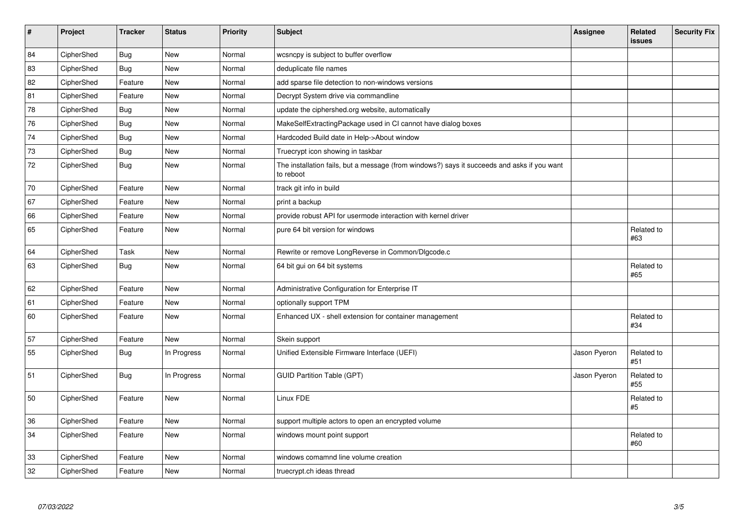| # | Project | Tracker | Status | Priority | Subject | Assignee | Related issues | Security Fix |
|---|---|---|---|---|---|---|---|---|
| 84 | CipherShed | Bug | New | Normal | wcsncpy is subject to buffer overflow | | | |
| 83 | CipherShed | Bug | New | Normal | deduplicate file names | | | |
| 82 | CipherShed | Feature | New | Normal | add sparse file detection to non-windows versions | | | |
| 81 | CipherShed | Feature | New | Normal | Decrypt System drive via commandline | | | |
| 78 | CipherShed | Bug | New | Normal | update the ciphershed.org website, automatically | | | |
| 76 | CipherShed | Bug | New | Normal | MakeSelfExtractingPackage used in CI cannot have dialog boxes | | | |
| 74 | CipherShed | Bug | New | Normal | Hardcoded Build date in Help->About window | | | |
| 73 | CipherShed | Bug | New | Normal | Truecrypt icon showing in taskbar | | | |
| 72 | CipherShed | Bug | New | Normal | The installation fails, but a message (from windows?) says it succeeds and asks if you want to reboot | | | |
| 70 | CipherShed | Feature | New | Normal | track git info in build | | | |
| 67 | CipherShed | Feature | New | Normal | print a backup | | | |
| 66 | CipherShed | Feature | New | Normal | provide robust API for usermode interaction with kernel driver | | | |
| 65 | CipherShed | Feature | New | Normal | pure 64 bit version for windows | | Related to #63 | |
| 64 | CipherShed | Task | New | Normal | Rewrite or remove LongReverse in Common/Dlgcode.c | | | |
| 63 | CipherShed | Bug | New | Normal | 64 bit gui on 64 bit systems | | Related to #65 | |
| 62 | CipherShed | Feature | New | Normal | Administrative Configuration for Enterprise IT | | | |
| 61 | CipherShed | Feature | New | Normal | optionally support TPM | | | |
| 60 | CipherShed | Feature | New | Normal | Enhanced UX - shell extension for container management | | Related to #34 | |
| 57 | CipherShed | Feature | New | Normal | Skein support | | | |
| 55 | CipherShed | Bug | In Progress | Normal | Unified Extensible Firmware Interface (UEFI) | Jason Pyeron | Related to #51 | |
| 51 | CipherShed | Bug | In Progress | Normal | GUID Partition Table (GPT) | Jason Pyeron | Related to #55 | |
| 50 | CipherShed | Feature | New | Normal | Linux FDE | | Related to #5 | |
| 36 | CipherShed | Feature | New | Normal | support multiple actors to open an encrypted volume | | | |
| 34 | CipherShed | Feature | New | Normal | windows mount point support | | Related to #60 | |
| 33 | CipherShed | Feature | New | Normal | windows comamnd line volume creation | | | |
| 32 | CipherShed | Feature | New | Normal | truecrypt.ch ideas thread | | | |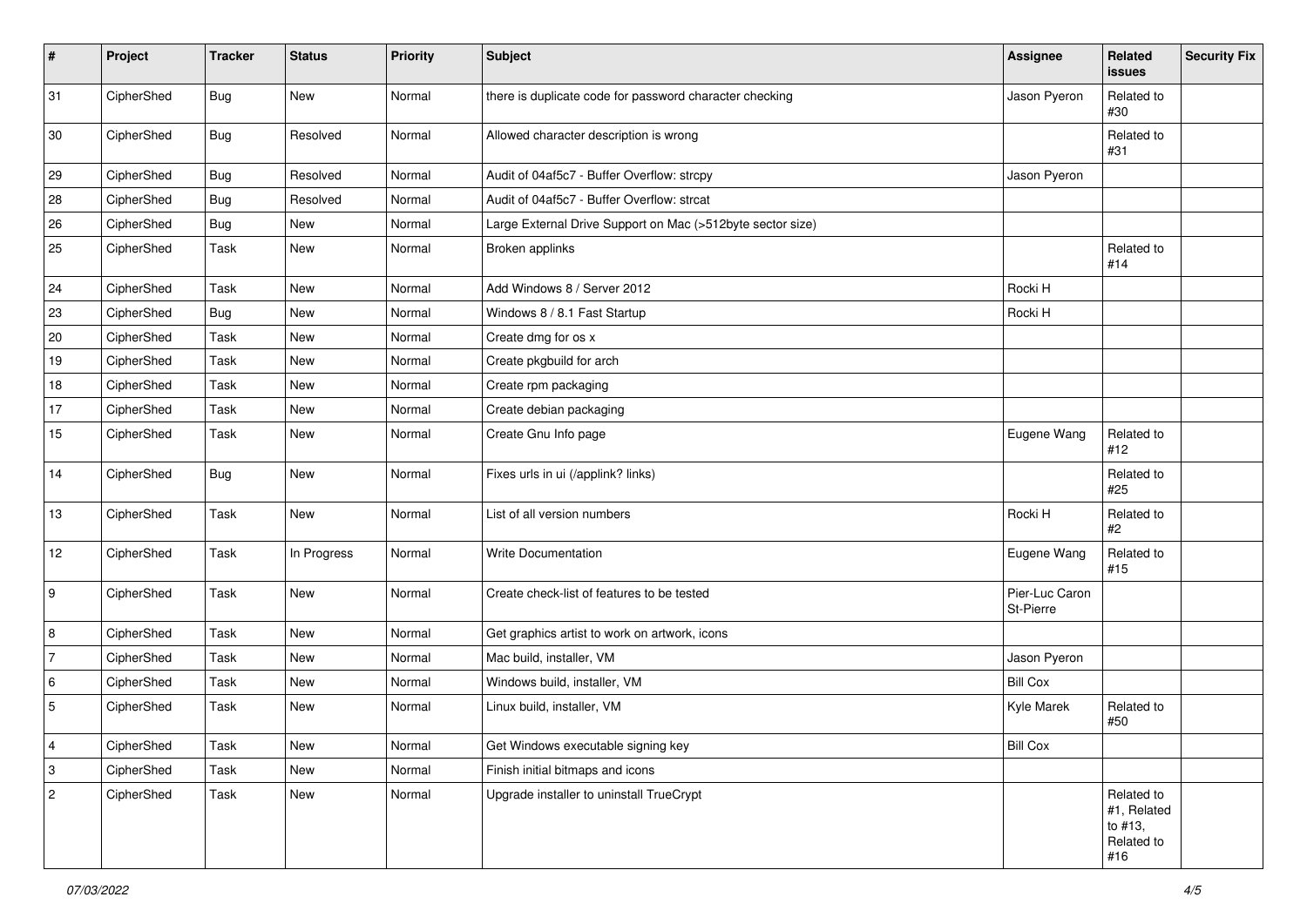| # | Project | Tracker | Status | Priority | Subject | Assignee | Related issues | Security Fix |
|---|---|---|---|---|---|---|---|---|
| 31 | CipherShed | Bug | New | Normal | there is duplicate code for password character checking | Jason Pyeron | Related to #30 | |
| 30 | CipherShed | Bug | Resolved | Normal | Allowed character description is wrong | | Related to #31 | |
| 29 | CipherShed | Bug | Resolved | Normal | Audit of 04af5c7 - Buffer Overflow: strcpy | Jason Pyeron | | |
| 28 | CipherShed | Bug | Resolved | Normal | Audit of 04af5c7 - Buffer Overflow: strcat | | | |
| 26 | CipherShed | Bug | New | Normal | Large External Drive Support on Mac (>512byte sector size) | | | |
| 25 | CipherShed | Task | New | Normal | Broken applinks | | Related to #14 | |
| 24 | CipherShed | Task | New | Normal | Add Windows 8 / Server 2012 | Rocki H | | |
| 23 | CipherShed | Bug | New | Normal | Windows 8 / 8.1 Fast Startup | Rocki H | | |
| 20 | CipherShed | Task | New | Normal | Create dmg for os x | | | |
| 19 | CipherShed | Task | New | Normal | Create pkgbuild for arch | | | |
| 18 | CipherShed | Task | New | Normal | Create rpm packaging | | | |
| 17 | CipherShed | Task | New | Normal | Create debian packaging | | | |
| 15 | CipherShed | Task | New | Normal | Create Gnu Info page | Eugene Wang | Related to #12 | |
| 14 | CipherShed | Bug | New | Normal | Fixes urls in ui (/applink? links) | | Related to #25 | |
| 13 | CipherShed | Task | New | Normal | List of all version numbers | Rocki H | Related to #2 | |
| 12 | CipherShed | Task | In Progress | Normal | Write Documentation | Eugene Wang | Related to #15 | |
| 9 | CipherShed | Task | New | Normal | Create check-list of features to be tested | Pier-Luc Caron St-Pierre | | |
| 8 | CipherShed | Task | New | Normal | Get graphics artist to work on artwork, icons | | | |
| 7 | CipherShed | Task | New | Normal | Mac build, installer, VM | Jason Pyeron | | |
| 6 | CipherShed | Task | New | Normal | Windows build, installer, VM | Bill Cox | | |
| 5 | CipherShed | Task | New | Normal | Linux build, installer, VM | Kyle Marek | Related to #50 | |
| 4 | CipherShed | Task | New | Normal | Get Windows executable signing key | Bill Cox | | |
| 3 | CipherShed | Task | New | Normal | Finish initial bitmaps and icons | | | |
| 2 | CipherShed | Task | New | Normal | Upgrade installer to uninstall TrueCrypt | | Related to #1, Related to #13, Related to #16 | |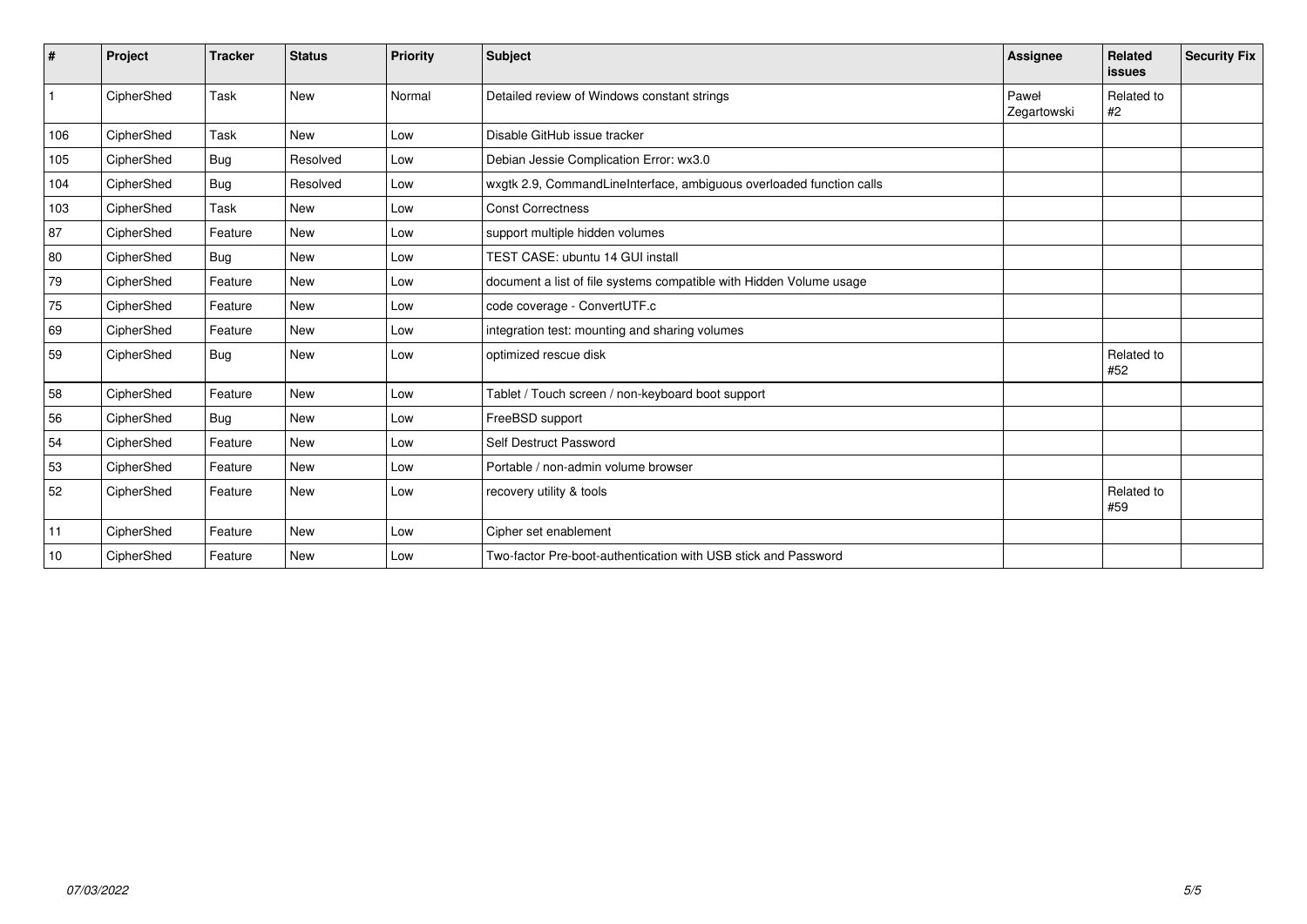| # | Project | Tracker | Status | Priority | Subject | Assignee | Related issues | Security Fix |
|---|---|---|---|---|---|---|---|---|
| 1 | CipherShed | Task | New | Normal | Detailed review of Windows constant strings | Paweł Zegartowski | Related to #2 | |
| 106 | CipherShed | Task | New | Low | Disable GitHub issue tracker | | | |
| 105 | CipherShed | Bug | Resolved | Low | Debian Jessie Complication Error: wx3.0 | | | |
| 104 | CipherShed | Bug | Resolved | Low | wxgtk 2.9, CommandLineInterface, ambiguous overloaded function calls | | | |
| 103 | CipherShed | Task | New | Low | Const Correctness | | | |
| 87 | CipherShed | Feature | New | Low | support multiple hidden volumes | | | |
| 80 | CipherShed | Bug | New | Low | TEST CASE: ubuntu 14 GUI install | | | |
| 79 | CipherShed | Feature | New | Low | document a list of file systems compatible with Hidden Volume usage | | | |
| 75 | CipherShed | Feature | New | Low | code coverage - ConvertUTF.c | | | |
| 69 | CipherShed | Feature | New | Low | integration test: mounting and sharing volumes | | | |
| 59 | CipherShed | Bug | New | Low | optimized rescue disk | | Related to #52 | |
| 58 | CipherShed | Feature | New | Low | Tablet / Touch screen / non-keyboard boot support | | | |
| 56 | CipherShed | Bug | New | Low | FreeBSD support | | | |
| 54 | CipherShed | Feature | New | Low | Self Destruct Password | | | |
| 53 | CipherShed | Feature | New | Low | Portable / non-admin volume browser | | | |
| 52 | CipherShed | Feature | New | Low | recovery utility & tools | | Related to #59 | |
| 11 | CipherShed | Feature | New | Low | Cipher set enablement | | | |
| 10 | CipherShed | Feature | New | Low | Two-factor Pre-boot-authentication with USB stick and Password | | | |

*07/03/2022*